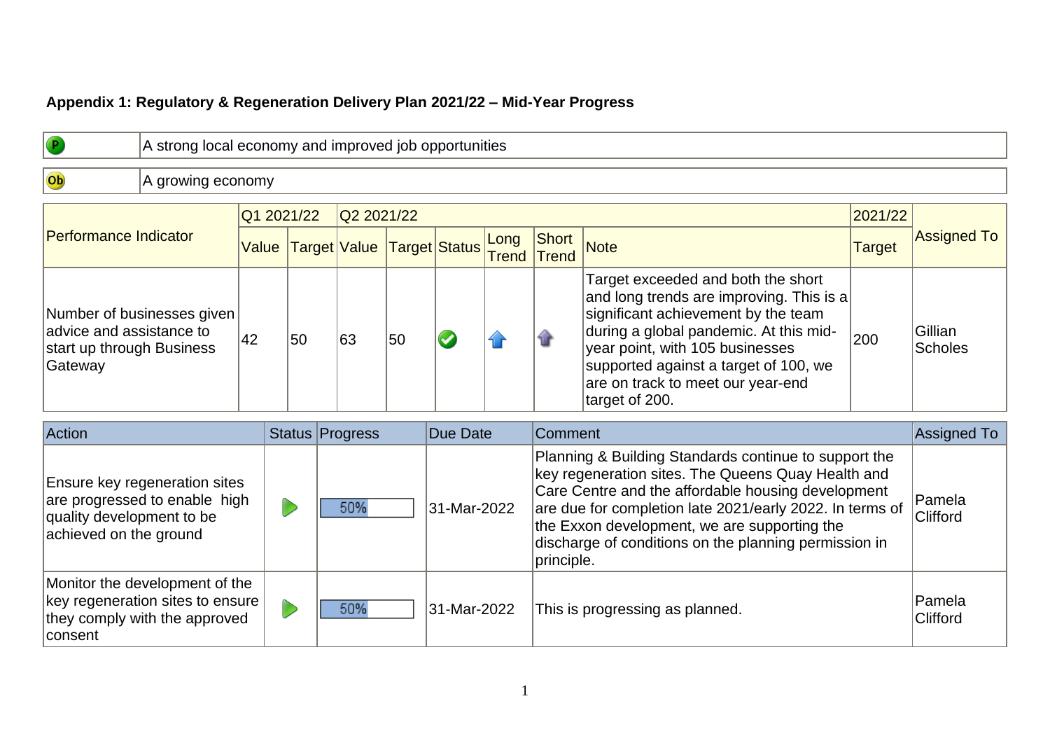**Appendix 1: Regulatory & Regeneration Delivery Plan 2021/22 – Mid-Year Progress**

| P | A strong local economy and improved job opportunities |
|---|---|

| Ob | A growing economy |
|---|---|

| Performance Indicator | Q1 2021/22 | | Q2 2021/22 | | | | | | 2021/22 | Assigned To |
|---|---|---|---|---|---|---|---|---|---|---|
| | Value | Target | Value | Target | Status | Long Trend | Short Trend | Note | Target | |
| Number of businesses given advice and assistance to start up through Business Gateway | 42 | 50 | 63 | 50 | ✔ | ⬆ | ⬆ | Target exceeded and both the short and long trends are improving. This is a significant achievement by the team during a global pandemic. At this mid-year point, with 105 businesses supported against a target of 100, we are on track to meet our year-end target of 200. | 200 | Gillian Scholes |

| Action | Status | Progress | Due Date | Comment | Assigned To |
|---|---|---|---|---|---|
| Ensure key regeneration sites are progressed to enable high quality development to be achieved on the ground | ▶ | 50% | 31-Mar-2022 | Planning & Building Standards continue to support the key regeneration sites. The Queens Quay Health and Care Centre and the affordable housing development are due for completion late 2021/early 2022. In terms of the Exxon development, we are supporting the discharge of conditions on the planning permission in principle. | Pamela Clifford |
| Monitor the development of the key regeneration sites to ensure they comply with the approved consent | ▶ | 50% | 31-Mar-2022 | This is progressing as planned. | Pamela Clifford |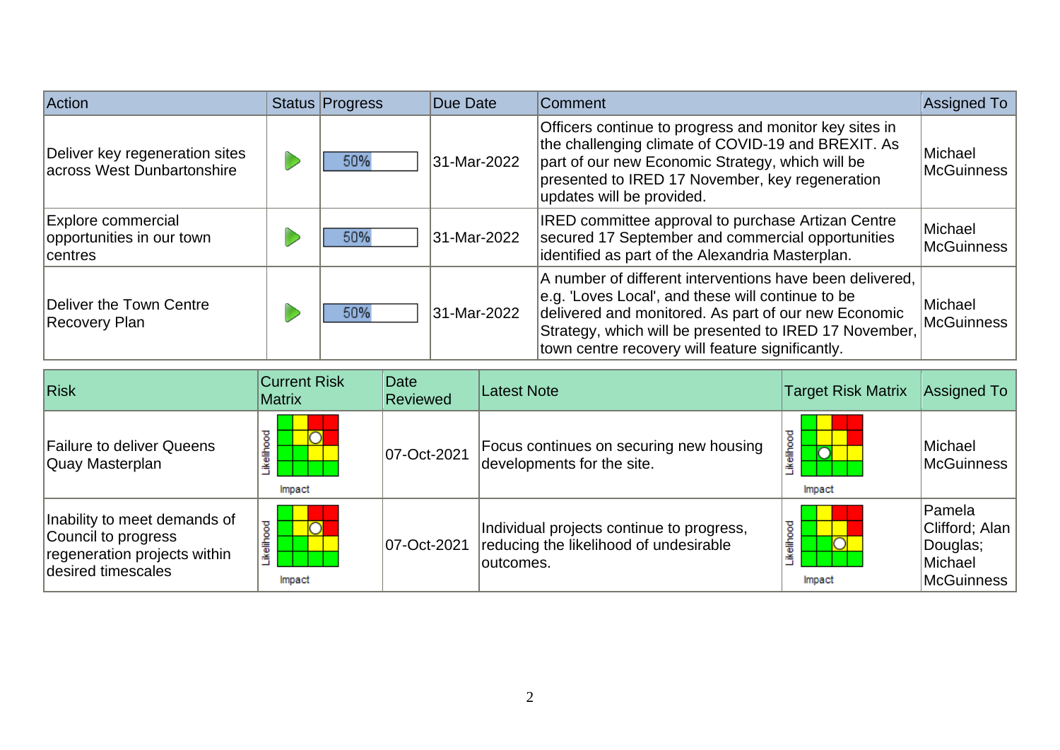| Action | Status | Progress | Due Date | Comment | Assigned To |
|---|---|---|---|---|---|
| Deliver key regeneration sites across West Dunbartonshire | | 50% | 31-Mar-2022 | Officers continue to progress and monitor key sites in the challenging climate of COVID-19 and BREXIT. As part of our new Economic Strategy, which will be presented to IRED 17 November, key regeneration updates will be provided. | Michael McGuinness |
| Explore commercial opportunities in our town centres | | 50% | 31-Mar-2022 | IRED committee approval to purchase Artizan Centre secured 17 September and commercial opportunities identified as part of the Alexandria Masterplan. | Michael McGuinness |
| Deliver the Town Centre Recovery Plan | | 50% | 31-Mar-2022 | A number of different interventions have been delivered, e.g. 'Loves Local', and these will continue to be delivered and monitored. As part of our new Economic Strategy, which will be presented to IRED 17 November, town centre recovery will feature significantly. | Michael McGuinness |

| Risk | Current Risk Matrix | Date Reviewed | Latest Note | Target Risk Matrix | Assigned To |
|---|---|---|---|---|---|
| Failure to deliver Queens Quay Masterplan | Likelihood / Impact | 07-Oct-2021 | Focus continues on securing new housing developments for the site. | Likelihood / Impact | Michael McGuinness |
| Inability to meet demands of Council to progress regeneration projects within desired timescales | Likelihood / Impact | 07-Oct-2021 | Individual projects continue to progress, reducing the likelihood of undesirable outcomes. | Likelihood / Impact | Pamela Clifford; Alan Douglas; Michael McGuinness |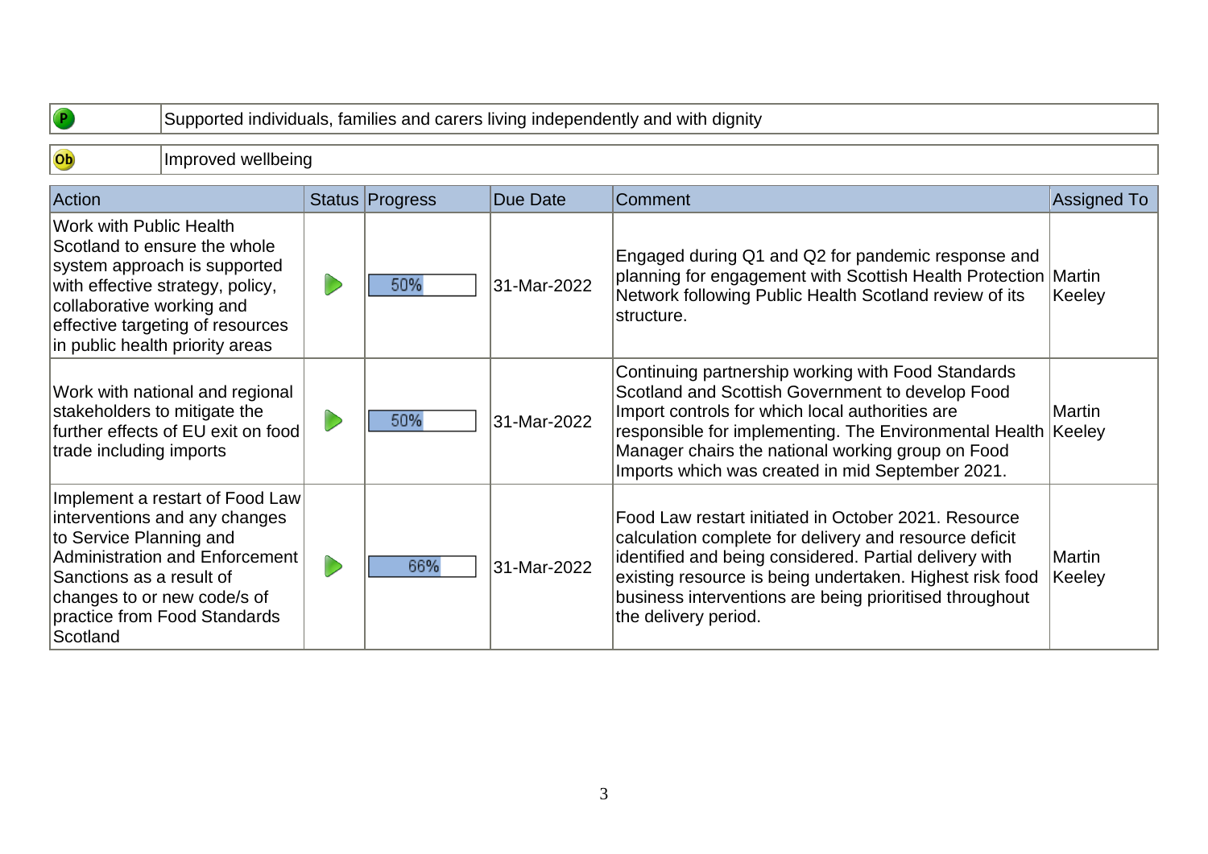| P | Supported individuals, families and carers living independently and with dignity |
|---|---|

| Ob | Improved wellbeing |
|---|---|

| Action | Status | Progress | Due Date | Comment | Assigned To |
|---|---|---|---|---|---|
| Work with Public Health Scotland to ensure the whole system approach is supported with effective strategy, policy, collaborative working and effective targeting of resources in public health priority areas | ▶ | 50% | 31-Mar-2022 | Engaged during Q1 and Q2 for pandemic response and planning for engagement with Scottish Health Protection Network following Public Health Scotland review of its structure. | Martin Keeley |
| Work with national and regional stakeholders to mitigate the further effects of EU exit on food trade including imports | ▶ | 50% | 31-Mar-2022 | Continuing partnership working with Food Standards Scotland and Scottish Government to develop Food Import controls for which local authorities are responsible for implementing. The Environmental Health Manager chairs the national working group on Food Imports which was created in mid September 2021. | Martin Keeley |
| Implement a restart of Food Law interventions and any changes to Service Planning and Administration and Enforcement Sanctions as a result of changes to or new code/s of practice from Food Standards Scotland | ▶ | 66% | 31-Mar-2022 | Food Law restart initiated in October 2021. Resource calculation complete for delivery and resource deficit identified and being considered. Partial delivery with existing resource is being undertaken. Highest risk food business interventions are being prioritised throughout the delivery period. | Martin Keeley |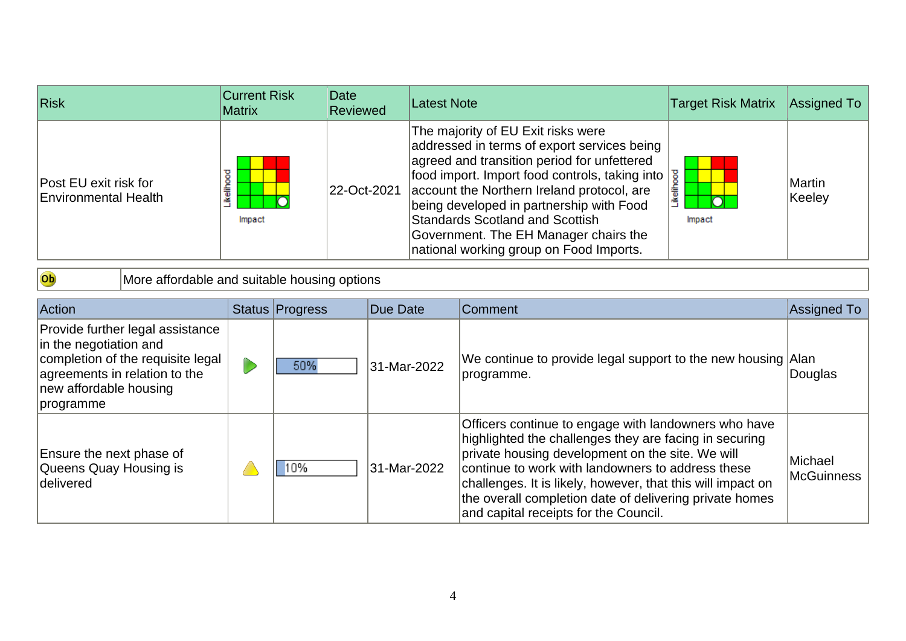| Risk | Current Risk Matrix | Date Reviewed | Latest Note | Target Risk Matrix | Assigned To |
|---|---|---|---|---|---|
| Post EU exit risk for Environmental Health | | 22-Oct-2021 | The majority of EU Exit risks were addressed in terms of export services being agreed and transition period for unfettered food import. Import food controls, taking into account the Northern Ireland protocol, are being developed in partnership with Food Standards Scotland and Scottish Government. The EH Manager chairs the national working group on Food Imports. | | Martin Keeley |

| Ob | More affordable and suitable housing options |
|---|---|

| Action | Status | Progress | Due Date | Comment | Assigned To |
|---|---|---|---|---|---|
| Provide further legal assistance in the negotiation and completion of the requisite legal agreements in relation to the new affordable housing programme | | 50% | 31-Mar-2022 | We continue to provide legal support to the new housing programme. | Alan Douglas |
| Ensure the next phase of Queens Quay Housing is delivered | | 10% | 31-Mar-2022 | Officers continue to engage with landowners who have highlighted the challenges they are facing in securing private housing development on the site. We will continue to work with landowners to address these challenges. It is likely, however, that this will impact on the overall completion date of delivering private homes and capital receipts for the Council. | Michael McGuinness |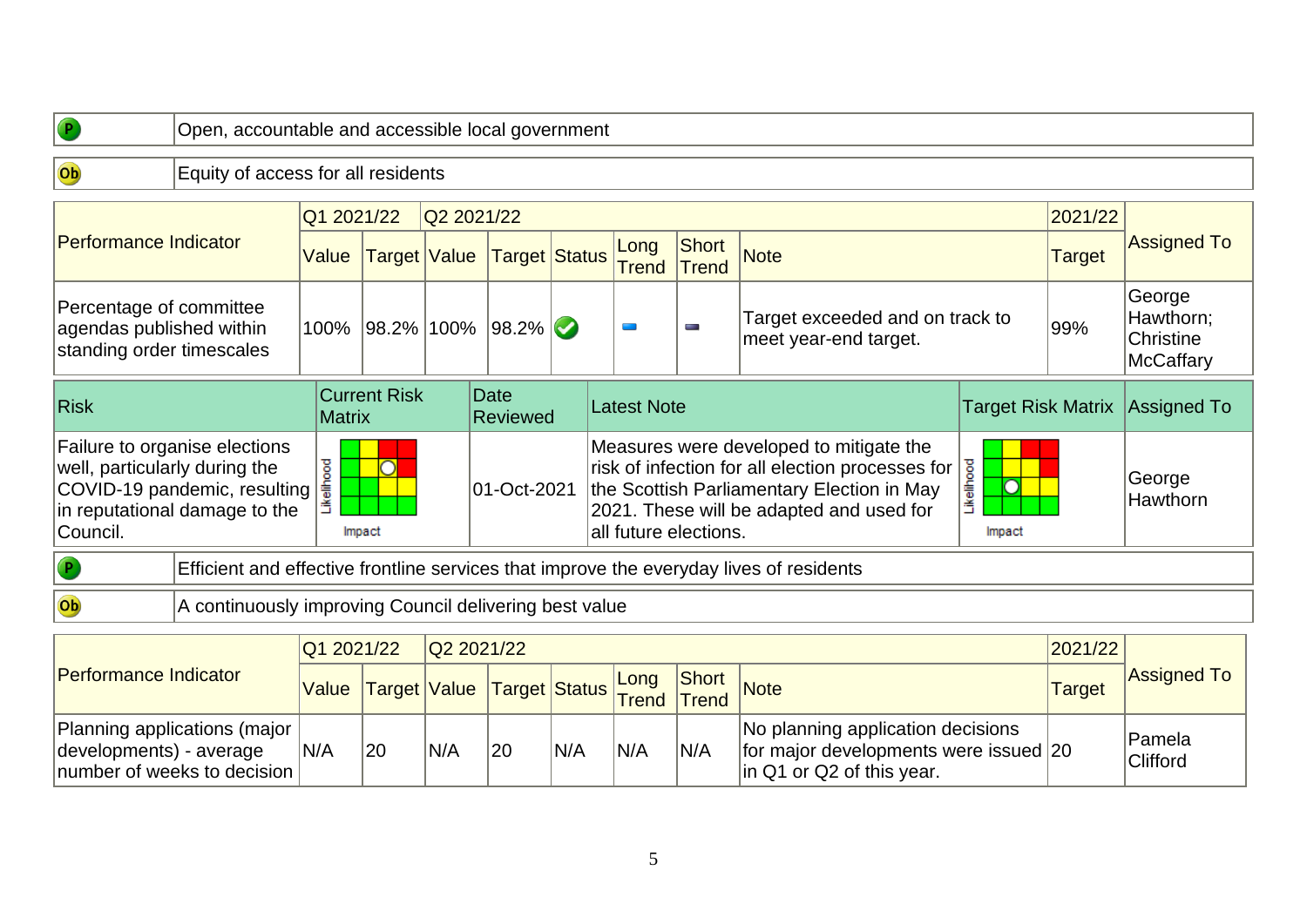| P | Open, accountable and accessible local government |
|---|---|

| Ob | Equity of access for all residents |
|---|---|

| Performance Indicator | Q1 2021/22 | | Q2 2021/22 | | | | | | 2021/22 | Assigned To |
|---|---|---|---|---|---|---|---|---|---|---|
| | Value | Target | Value | Target | Status | Long Trend | Short Trend | Note | Target | |
| Percentage of committee agendas published within standing order timescales | 100% | 98.2% | 100% | 98.2% | ✔ | | | Target exceeded and on track to meet year-end target. | 99% | George Hawthorn; Christine McCaffary |

| Risk | Current Risk Matrix | Date Reviewed | Latest Note | Target Risk Matrix | Assigned To |
|---|---|---|---|---|---|
| Failure to organise elections well, particularly during the COVID-19 pandemic, resulting in reputational damage to the Council. | | 01-Oct-2021 | Measures were developed to mitigate the risk of infection for all election processes for the Scottish Parliamentary Election in May 2021. These will be adapted and used for all future elections. | | George Hawthorn |

| P | Efficient and effective frontline services that improve the everyday lives of residents |
|---|---|

| Ob | A continuously improving Council delivering best value |
|---|---|

| Performance Indicator | Q1 2021/22 | | Q2 2021/22 | | | | | | 2021/22 | Assigned To |
|---|---|---|---|---|---|---|---|---|---|---|
| | Value | Target | Value | Target | Status | Long Trend | Short Trend | Note | Target | |
| Planning applications (major developments) - average number of weeks to decision | N/A | 20 | N/A | 20 | N/A | N/A | N/A | No planning application decisions for major developments were issued in Q1 or Q2 of this year. | 20 | Pamela Clifford |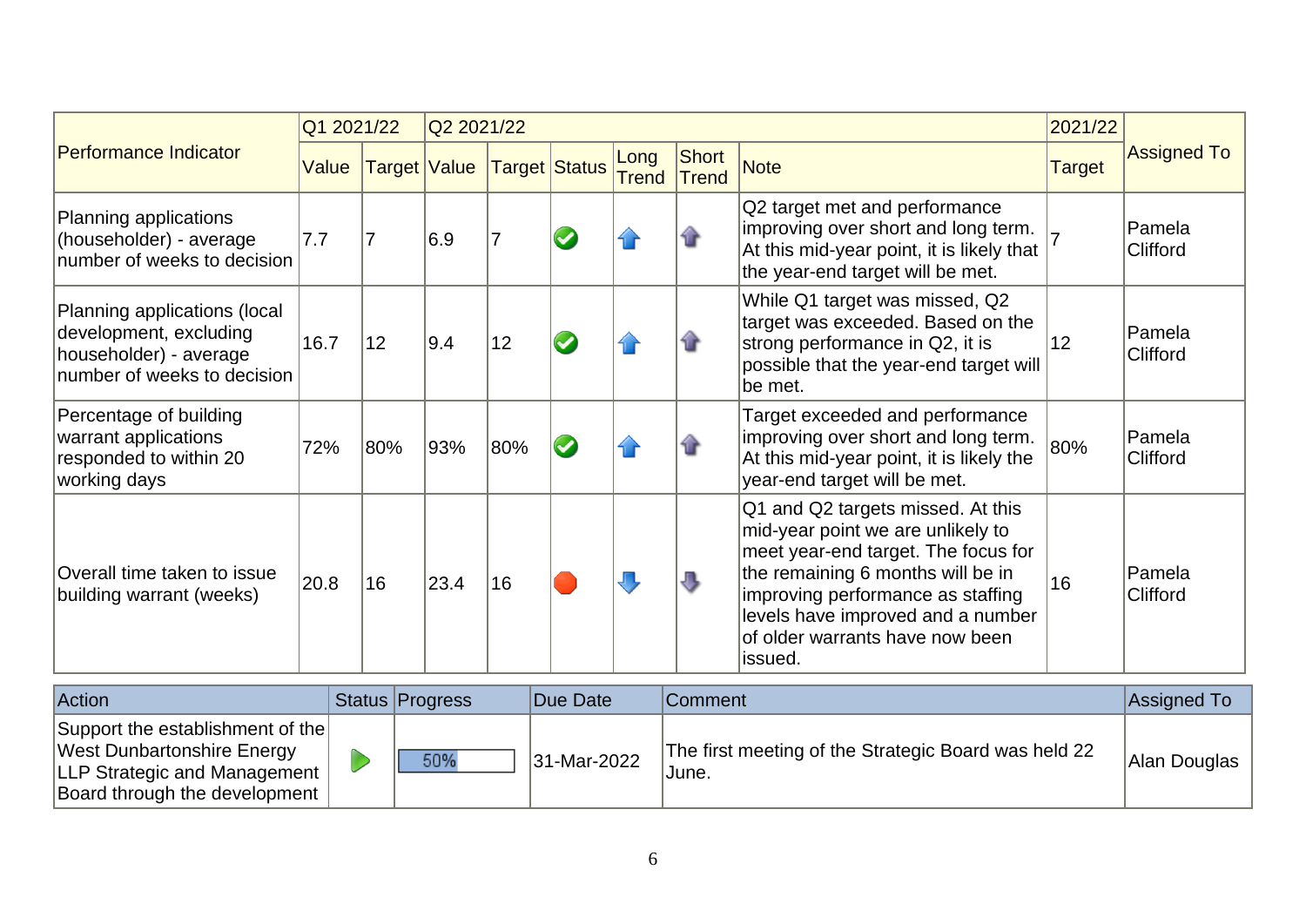| Performance Indicator | Q1 2021/22 | | Q2 2021/22 | | | | | | 2021/22 | Assigned To |
|---|---|---|---|---|---|---|---|---|---|---|
| | Value | Target | Value | Target | Status | Long Trend | Short Trend | Note | Target | |
| Planning applications (householder) - average number of weeks to decision | 7.7 | 7 | 6.9 | 7 | ✔ | ⬆ | ⬆ | Q2 target met and performance improving over short and long term. At this mid-year point, it is likely that the year-end target will be met. | 7 | Pamela Clifford |
| Planning applications (local development, excluding householder) - average number of weeks to decision | 16.7 | 12 | 9.4 | 12 | ✔ | ⬆ | ⬆ | While Q1 target was missed, Q2 target was exceeded. Based on the strong performance in Q2, it is possible that the year-end target will be met. | 12 | Pamela Clifford |
| Percentage of building warrant applications responded to within 20 working days | 72% | 80% | 93% | 80% | ✔ | ⬆ | ⬆ | Target exceeded and performance improving over short and long term. At this mid-year point, it is likely the year-end target will be met. | 80% | Pamela Clifford |
| Overall time taken to issue building warrant (weeks) | 20.8 | 16 | 23.4 | 16 | 🔴 | ⬇ | ⬇ | Q1 and Q2 targets missed. At this mid-year point we are unlikely to meet year-end target. The focus for the remaining 6 months will be in improving performance as staffing levels have improved and a number of older warrants have now been issued. | 16 | Pamela Clifford |

| Action | Status | Progress | Due Date | Comment | Assigned To |
|---|---|---|---|---|---|
| Support the establishment of the West Dunbartonshire Energy LLP Strategic and Management Board through the development | ▶ | 50% | 31-Mar-2022 | The first meeting of the Strategic Board was held 22 June. | Alan Douglas |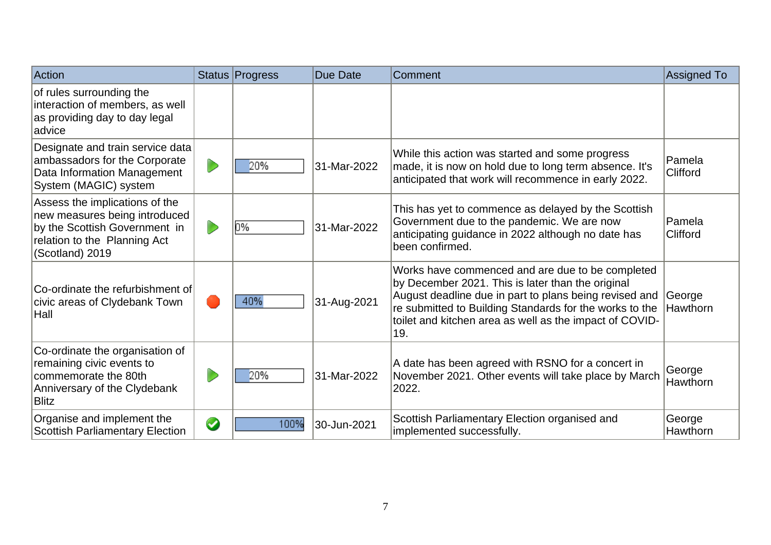| Action | Status | Progress | Due Date | Comment | Assigned To |
|---|---|---|---|---|---|
| of rules surrounding the interaction of members, as well as providing day to day legal advice | | | | | |
| Designate and train service data ambassadors for the Corporate Data Information Management System (MAGIC) system | | 20% | 31-Mar-2022 | While this action was started and some progress made, it is now on hold due to long term absence. It's anticipated that work will recommence in early 2022. | Pamela Clifford |
| Assess the implications of the new measures being introduced by the Scottish Government in relation to the Planning Act (Scotland) 2019 | | 0% | 31-Mar-2022 | This has yet to commence as delayed by the Scottish Government due to the pandemic. We are now anticipating guidance in 2022 although no date has been confirmed. | Pamela Clifford |
| Co-ordinate the refurbishment of civic areas of Clydebank Town Hall | | 40% | 31-Aug-2021 | Works have commenced and are due to be completed by December 2021. This is later than the original August deadline due in part to plans being revised and re submitted to Building Standards for the works to the toilet and kitchen area as well as the impact of COVID-19. | George Hawthorn |
| Co-ordinate the organisation of remaining civic events to commemorate the 80th Anniversary of the Clydebank Blitz | | 20% | 31-Mar-2022 | A date has been agreed with RSNO for a concert in November 2021. Other events will take place by March 2022. | George Hawthorn |
| Organise and implement the Scottish Parliamentary Election | | 100% | 30-Jun-2021 | Scottish Parliamentary Election organised and implemented successfully. | George Hawthorn |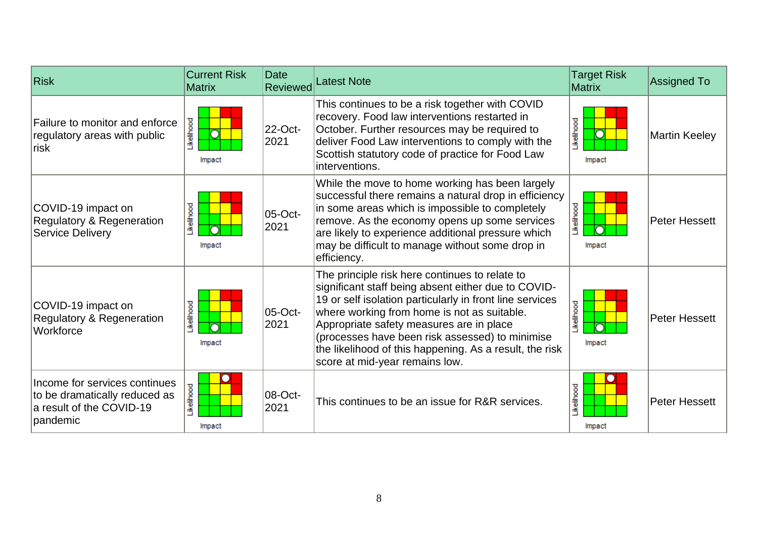| Risk | Current Risk Matrix | Date Reviewed | Latest Note | Target Risk Matrix | Assigned To |
|---|---|---|---|---|---|
| Failure to monitor and enforce regulatory areas with public risk | Likelihood / Impact | 22-Oct-2021 | This continues to be a risk together with COVID recovery. Food law interventions restarted in October. Further resources may be required to deliver Food Law interventions to comply with the Scottish statutory code of practice for Food Law interventions. | Likelihood / Impact | Martin Keeley |
| COVID-19 impact on Regulatory & Regeneration Service Delivery | Likelihood / Impact | 05-Oct-2021 | While the move to home working has been largely successful there remains a natural drop in efficiency in some areas which is impossible to completely remove. As the economy opens up some services are likely to experience additional pressure which may be difficult to manage without some drop in efficiency. | Likelihood / Impact | Peter Hessett |
| COVID-19 impact on Regulatory & Regeneration Workforce | Likelihood / Impact | 05-Oct-2021 | The principle risk here continues to relate to significant staff being absent either due to COVID-19 or self isolation particularly in front line services where working from home is not as suitable. Appropriate safety measures are in place (processes have been risk assessed) to minimise the likelihood of this happening. As a result, the risk score at mid-year remains low. | Likelihood / Impact | Peter Hessett |
| Income for services continues to be dramatically reduced as a result of the COVID-19 pandemic | Likelihood / Impact | 08-Oct-2021 | This continues to be an issue for R&R services. | Likelihood / Impact | Peter Hessett |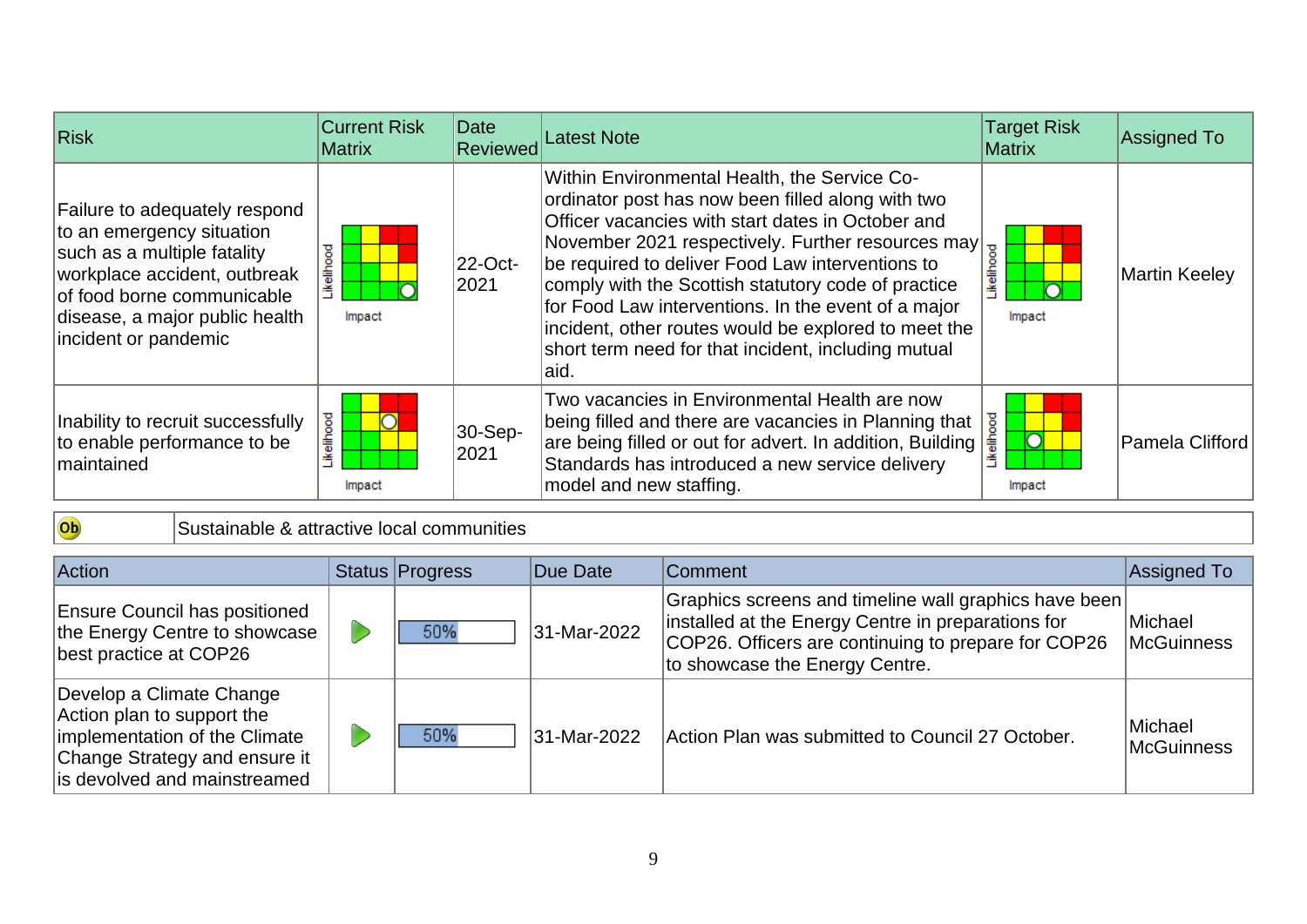| Risk | Current Risk Matrix | Date Reviewed | Latest Note | Target Risk Matrix | Assigned To |
|---|---|---|---|---|---|
| Failure to adequately respond to an emergency situation such as a multiple fatality workplace accident, outbreak of food borne communicable disease, a major public health incident or pandemic | Likelihood / Impact | 22-Oct-2021 | Within Environmental Health, the Service Co-ordinator post has now been filled along with two Officer vacancies with start dates in October and November 2021 respectively. Further resources may be required to deliver Food Law interventions to comply with the Scottish statutory code of practice for Food Law interventions. In the event of a major incident, other routes would be explored to meet the short term need for that incident, including mutual aid. | Likelihood / Impact | Martin Keeley |
| Inability to recruit successfully to enable performance to be maintained | Likelihood / Impact | 30-Sep-2021 | Two vacancies in Environmental Health are now being filled and there are vacancies in Planning that are being filled or out for advert. In addition, Building Standards has introduced a new service delivery model and new staffing. | Likelihood / Impact | Pamela Clifford |

| Ob | Sustainable & attractive local communities |
|---|---|

| Action | Status | Progress | Due Date | Comment | Assigned To |
|---|---|---|---|---|---|
| Ensure Council has positioned the Energy Centre to showcase best practice at COP26 | | 50% | 31-Mar-2022 | Graphics screens and timeline wall graphics have been installed at the Energy Centre in preparations for COP26. Officers are continuing to prepare for COP26 to showcase the Energy Centre. | Michael McGuinness |
| Develop a Climate Change Action plan to support the implementation of the Climate Change Strategy and ensure it is devolved and mainstreamed | | 50% | 31-Mar-2022 | Action Plan was submitted to Council 27 October. | Michael McGuinness |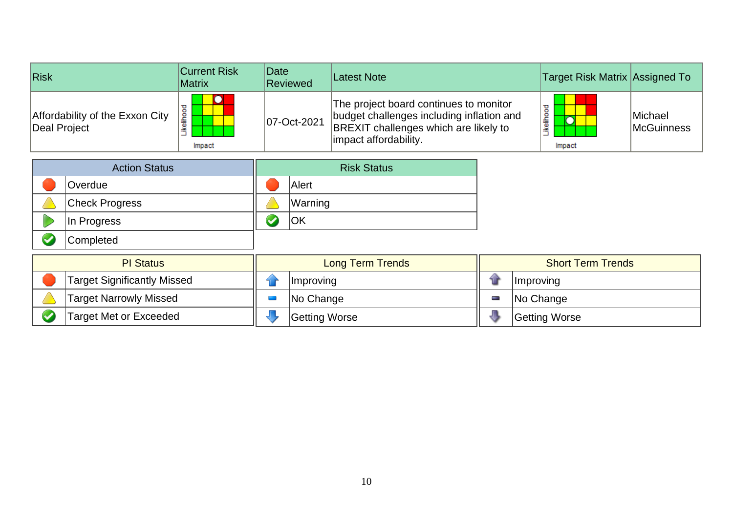| Risk | Current Risk Matrix | Date Reviewed | Latest Note | Target Risk Matrix | Assigned To |
|---|---|---|---|---|---|
| Affordability of the Exxon City Deal Project | Likelihood Impact | 07-Oct-2021 | The project board continues to monitor budget challenges including inflation and BREXIT challenges which are likely to impact affordability. | Likelihood Impact | Michael McGuinness |

| Action Status | |
|---|---|
| | Overdue |
| | Check Progress |
| | In Progress |
| | Completed |

| Risk Status | |
|---|---|
| | Alert |
| | Warning |
| | OK |

| PI Status | |
|---|---|
| | Target Significantly Missed |
| | Target Narrowly Missed |
| | Target Met or Exceeded |

| Long Term Trends | |
|---|---|
| | Improving |
| | No Change |
| | Getting Worse |

| Short Term Trends | |
|---|---|
| | Improving |
| | No Change |
| | Getting Worse |